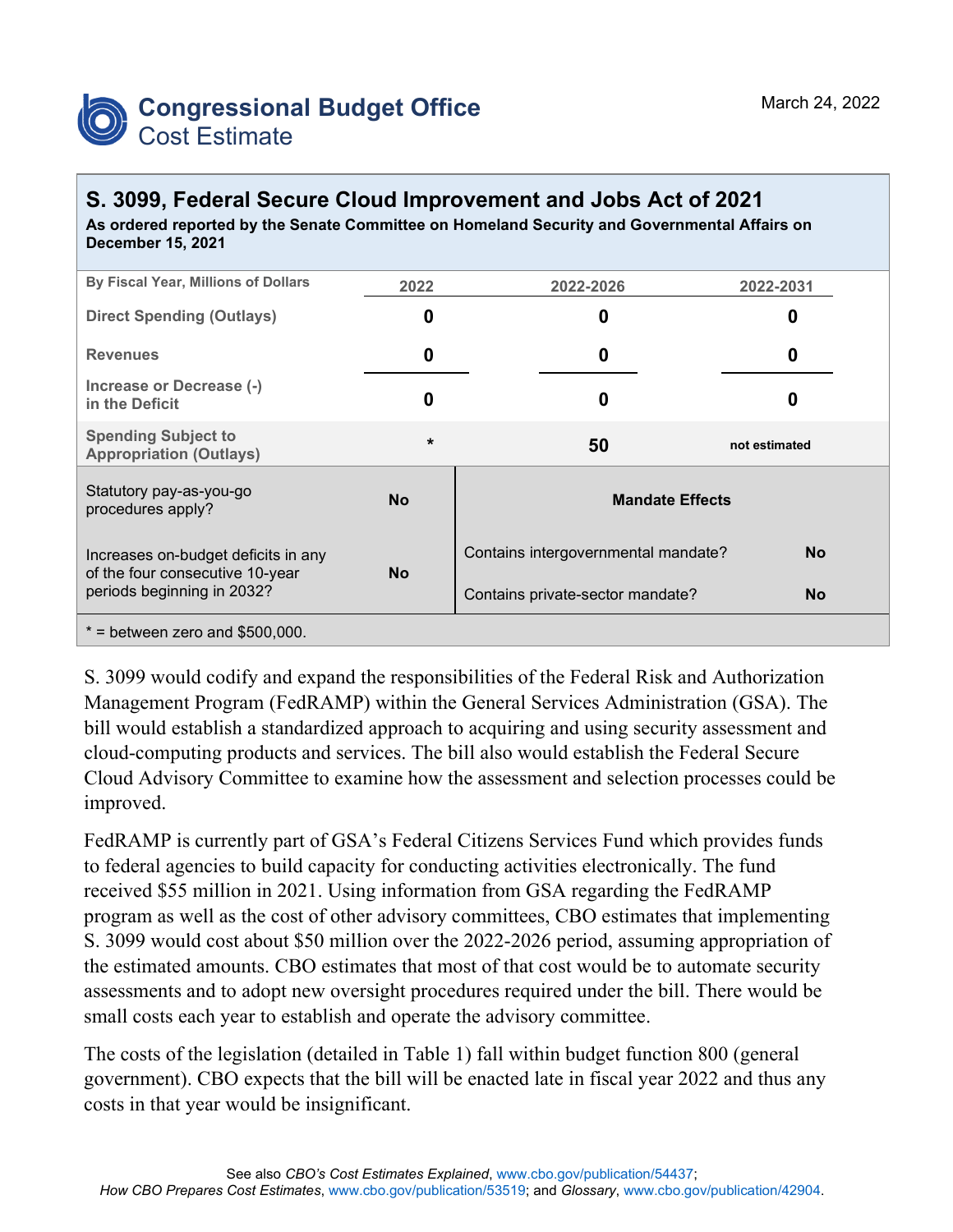# Congressional Budget Office
## Cost Estimate

March 24, 2022

## S. 3099, Federal Secure Cloud Improvement and Jobs Act of 2021

**As ordered reported by the Senate Committee on Homeland Security and Governmental Affairs on December 15, 2021**

| By Fiscal Year, Millions of Dollars | 2022 | 2022-2026 | 2022-2031 |
|---|---|---|---|
| Direct Spending (Outlays) | 0 | 0 | 0 |
| Revenues | 0 | 0 | 0 |
| Increase or Decrease (-) in the Deficit | 0 | 0 | 0 |
| Spending Subject to Appropriation (Outlays) | * | 50 | not estimated |

| | | | |
|---|---|---|---|
| Statutory pay-as-you-go procedures apply? | No | **Mandate Effects** | |
| Increases on-budget deficits in any of the four consecutive 10-year periods beginning in 2032? | No | Contains intergovernmental mandate? | No |
| | | Contains private-sector mandate? | No |

* = between zero and $500,000.

S. 3099 would codify and expand the responsibilities of the Federal Risk and Authorization Management Program (FedRAMP) within the General Services Administration (GSA). The bill would establish a standardized approach to acquiring and using security assessment and cloud-computing products and services. The bill also would establish the Federal Secure Cloud Advisory Committee to examine how the assessment and selection processes could be improved.

FedRAMP is currently part of GSA's Federal Citizens Services Fund which provides funds to federal agencies to build capacity for conducting activities electronically. The fund received $55 million in 2021. Using information from GSA regarding the FedRAMP program as well as the cost of other advisory committees, CBO estimates that implementing S. 3099 would cost about $50 million over the 2022-2026 period, assuming appropriation of the estimated amounts. CBO estimates that most of that cost would be to automate security assessments and to adopt new oversight procedures required under the bill. There would be small costs each year to establish and operate the advisory committee.

The costs of the legislation (detailed in Table 1) fall within budget function 800 (general government). CBO expects that the bill will be enacted late in fiscal year 2022 and thus any costs in that year would be insignificant.

See also *CBO's Cost Estimates Explained*, www.cbo.gov/publication/54437; *How CBO Prepares Cost Estimates*, www.cbo.gov/publication/53519; and *Glossary*, www.cbo.gov/publication/42904.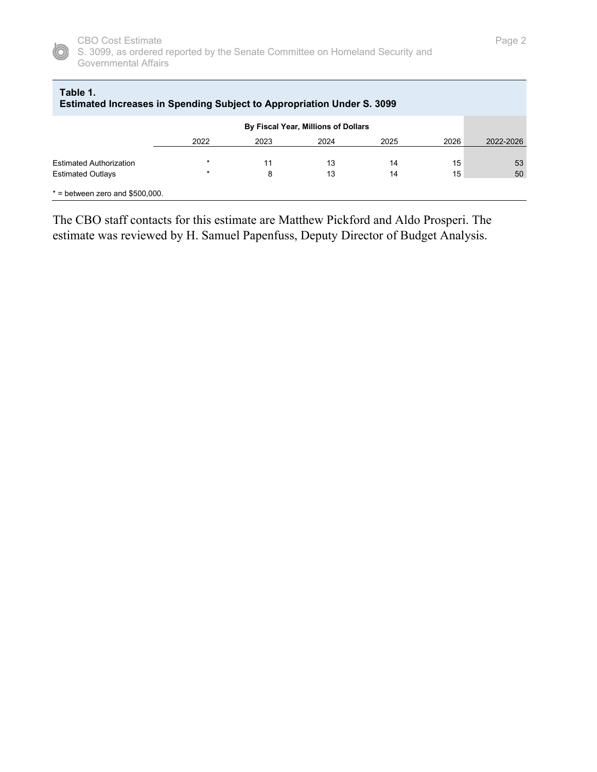**Table 1.**
**Estimated Increases in Spending Subject to Appropriation Under S. 3099**

| | By Fiscal Year, Millions of Dollars | | | | | |
|---|---|---|---|---|---|---|
| | 2022 | 2023 | 2024 | 2025 | 2026 | 2022-2026 |
| Estimated Authorization | * | 11 | 13 | 14 | 15 | 53 |
| Estimated Outlays | * | 8 | 13 | 14 | 15 | 50 |

* = between zero and $500,000.

The CBO staff contacts for this estimate are Matthew Pickford and Aldo Prosperi. The estimate was reviewed by H. Samuel Papenfuss, Deputy Director of Budget Analysis.